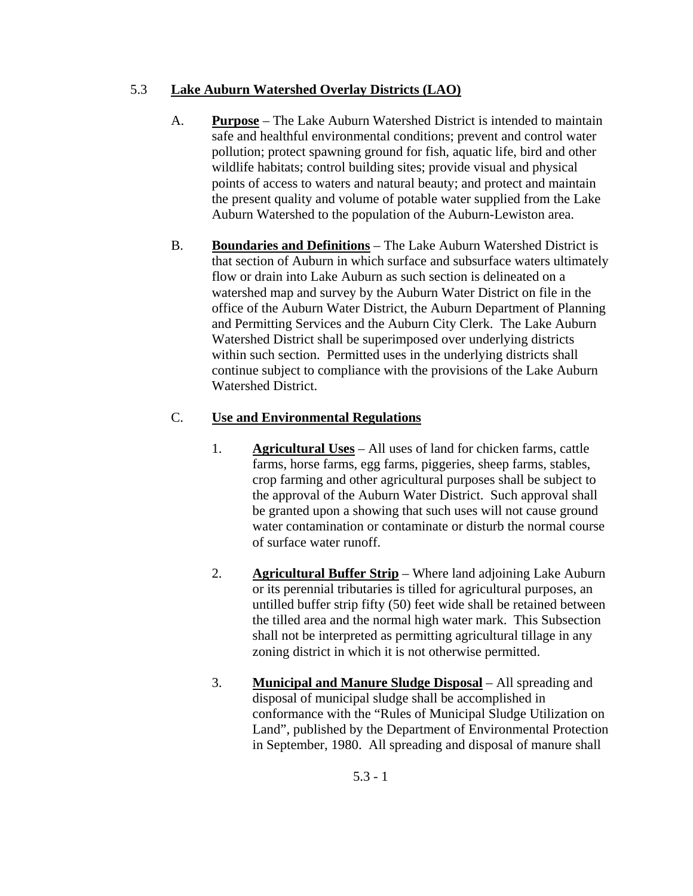## 5.3 **Lake Auburn Watershed Overlay Districts (LAO)**

A. **Purpose** – The Lake Auburn Watershed District is intended to maintain safe and healthful environmental conditions; prevent and control water pollution; protect spawning ground for fish, aquatic life, bird and other wildlife habitats; control building sites; provide visual and physical points of access to waters and natural beauty; and protect and maintain the present quality and volume of potable water supplied from the Lake Auburn Watershed to the population of the Auburn-Lewiston area.

B. **Boundaries and Definitions** – The Lake Auburn Watershed District is that section of Auburn in which surface and subsurface waters ultimately flow or drain into Lake Auburn as such section is delineated on a watershed map and survey by the Auburn Water District on file in the office of the Auburn Water District, the Auburn Department of Planning and Permitting Services and the Auburn City Clerk. The Lake Auburn Watershed District shall be superimposed over underlying districts within such section. Permitted uses in the underlying districts shall continue subject to compliance with the provisions of the Lake Auburn Watershed District.

C. **Use and Environmental Regulations**

1. **Agricultural Uses** – All uses of land for chicken farms, cattle farms, horse farms, egg farms, piggeries, sheep farms, stables, crop farming and other agricultural purposes shall be subject to the approval of the Auburn Water District. Such approval shall be granted upon a showing that such uses will not cause ground water contamination or contaminate or disturb the normal course of surface water runoff.

2. **Agricultural Buffer Strip** – Where land adjoining Lake Auburn or its perennial tributaries is tilled for agricultural purposes, an untilled buffer strip fifty (50) feet wide shall be retained between the tilled area and the normal high water mark. This Subsection shall not be interpreted as permitting agricultural tillage in any zoning district in which it is not otherwise permitted.

3. **Municipal and Manure Sludge Disposal** – All spreading and disposal of municipal sludge shall be accomplished in conformance with the "Rules of Municipal Sludge Utilization on Land", published by the Department of Environmental Protection in September, 1980. All spreading and disposal of manure shall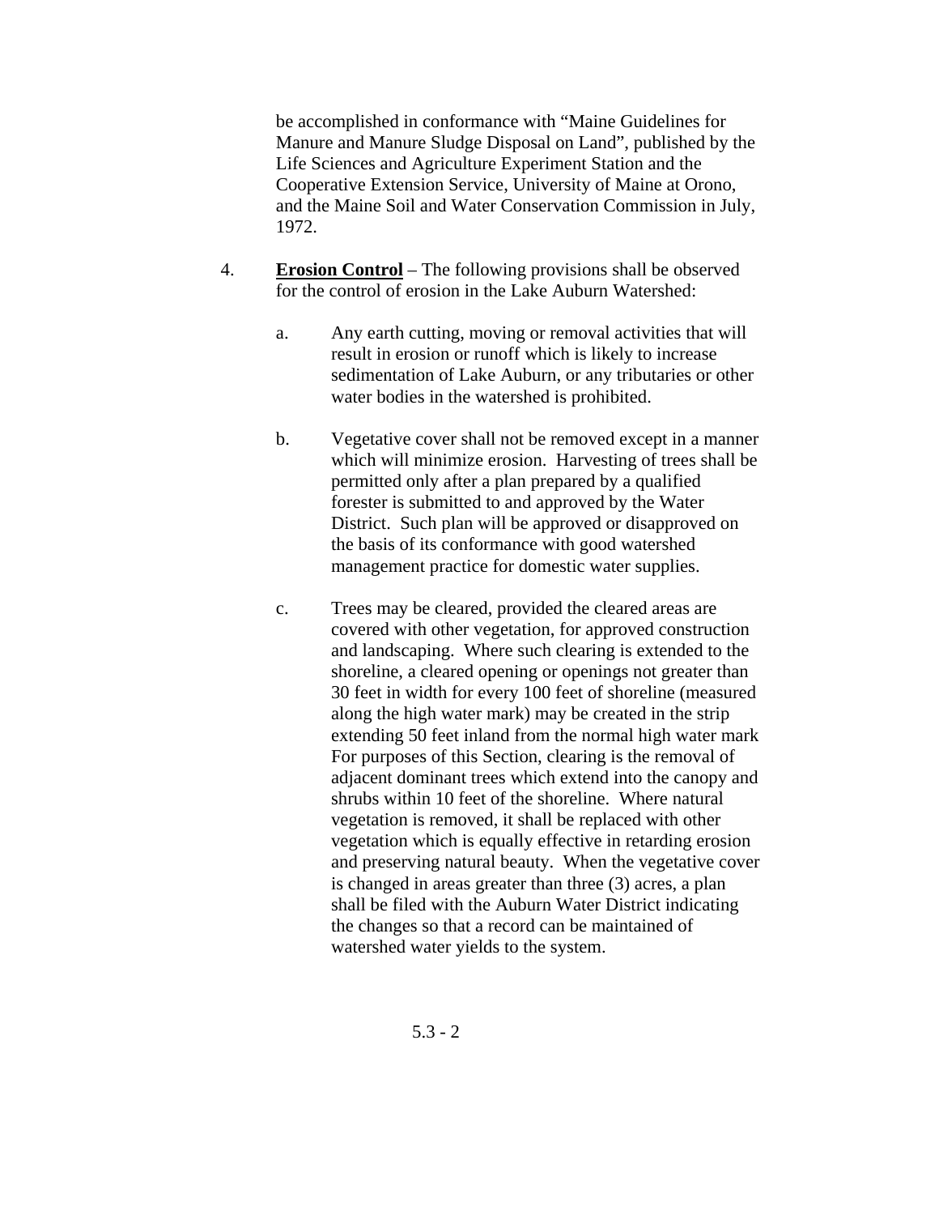be accomplished in conformance with "Maine Guidelines for Manure and Manure Sludge Disposal on Land", published by the Life Sciences and Agriculture Experiment Station and the Cooperative Extension Service, University of Maine at Orono, and the Maine Soil and Water Conservation Commission in July, 1972.

4. **Erosion Control** – The following provisions shall be observed for the control of erosion in the Lake Auburn Watershed:

   a. Any earth cutting, moving or removal activities that will result in erosion or runoff which is likely to increase sedimentation of Lake Auburn, or any tributaries or other water bodies in the watershed is prohibited.

   b. Vegetative cover shall not be removed except in a manner which will minimize erosion. Harvesting of trees shall be permitted only after a plan prepared by a qualified forester is submitted to and approved by the Water District. Such plan will be approved or disapproved on the basis of its conformance with good watershed management practice for domestic water supplies.

   c. Trees may be cleared, provided the cleared areas are covered with other vegetation, for approved construction and landscaping. Where such clearing is extended to the shoreline, a cleared opening or openings not greater than 30 feet in width for every 100 feet of shoreline (measured along the high water mark) may be created in the strip extending 50 feet inland from the normal high water mark For purposes of this Section, clearing is the removal of adjacent dominant trees which extend into the canopy and shrubs within 10 feet of the shoreline. Where natural vegetation is removed, it shall be replaced with other vegetation which is equally effective in retarding erosion and preserving natural beauty. When the vegetative cover is changed in areas greater than three (3) acres, a plan shall be filed with the Auburn Water District indicating the changes so that a record can be maintained of watershed water yields to the system.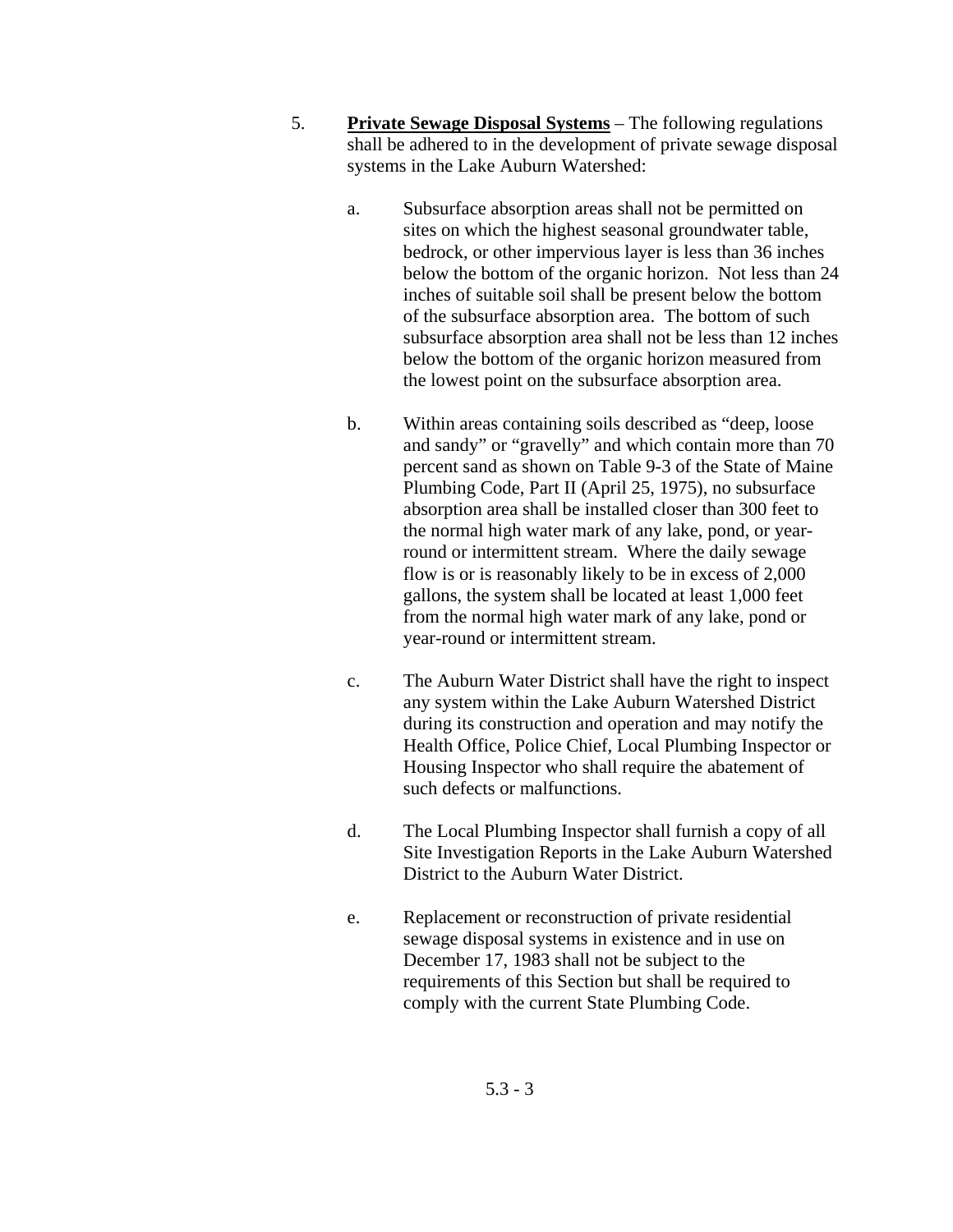5. **Private Sewage Disposal Systems** – The following regulations shall be adhered to in the development of private sewage disposal systems in the Lake Auburn Watershed:

   a. Subsurface absorption areas shall not be permitted on sites on which the highest seasonal groundwater table, bedrock, or other impervious layer is less than 36 inches below the bottom of the organic horizon. Not less than 24 inches of suitable soil shall be present below the bottom of the subsurface absorption area. The bottom of such subsurface absorption area shall not be less than 12 inches below the bottom of the organic horizon measured from the lowest point on the subsurface absorption area.

   b. Within areas containing soils described as "deep, loose and sandy" or "gravelly" and which contain more than 70 percent sand as shown on Table 9-3 of the State of Maine Plumbing Code, Part II (April 25, 1975), no subsurface absorption area shall be installed closer than 300 feet to the normal high water mark of any lake, pond, or year-round or intermittent stream. Where the daily sewage flow is or is reasonably likely to be in excess of 2,000 gallons, the system shall be located at least 1,000 feet from the normal high water mark of any lake, pond or year-round or intermittent stream.

   c. The Auburn Water District shall have the right to inspect any system within the Lake Auburn Watershed District during its construction and operation and may notify the Health Office, Police Chief, Local Plumbing Inspector or Housing Inspector who shall require the abatement of such defects or malfunctions.

   d. The Local Plumbing Inspector shall furnish a copy of all Site Investigation Reports in the Lake Auburn Watershed District to the Auburn Water District.

   e. Replacement or reconstruction of private residential sewage disposal systems in existence and in use on December 17, 1983 shall not be subject to the requirements of this Section but shall be required to comply with the current State Plumbing Code.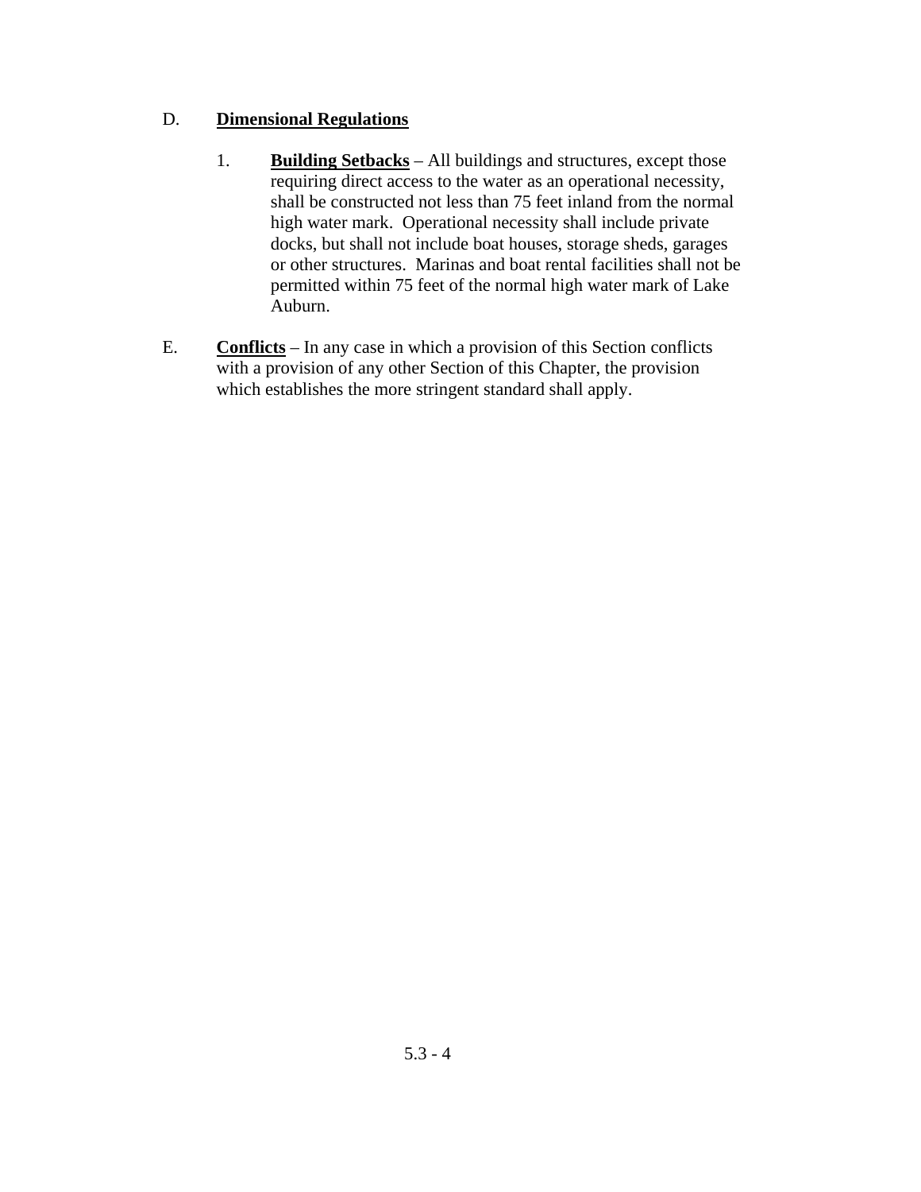D. **Dimensional Regulations**

1. **Building Setbacks** – All buildings and structures, except those requiring direct access to the water as an operational necessity, shall be constructed not less than 75 feet inland from the normal high water mark. Operational necessity shall include private docks, but shall not include boat houses, storage sheds, garages or other structures. Marinas and boat rental facilities shall not be permitted within 75 feet of the normal high water mark of Lake Auburn.

E. **Conflicts** – In any case in which a provision of this Section conflicts with a provision of any other Section of this Chapter, the provision which establishes the more stringent standard shall apply.